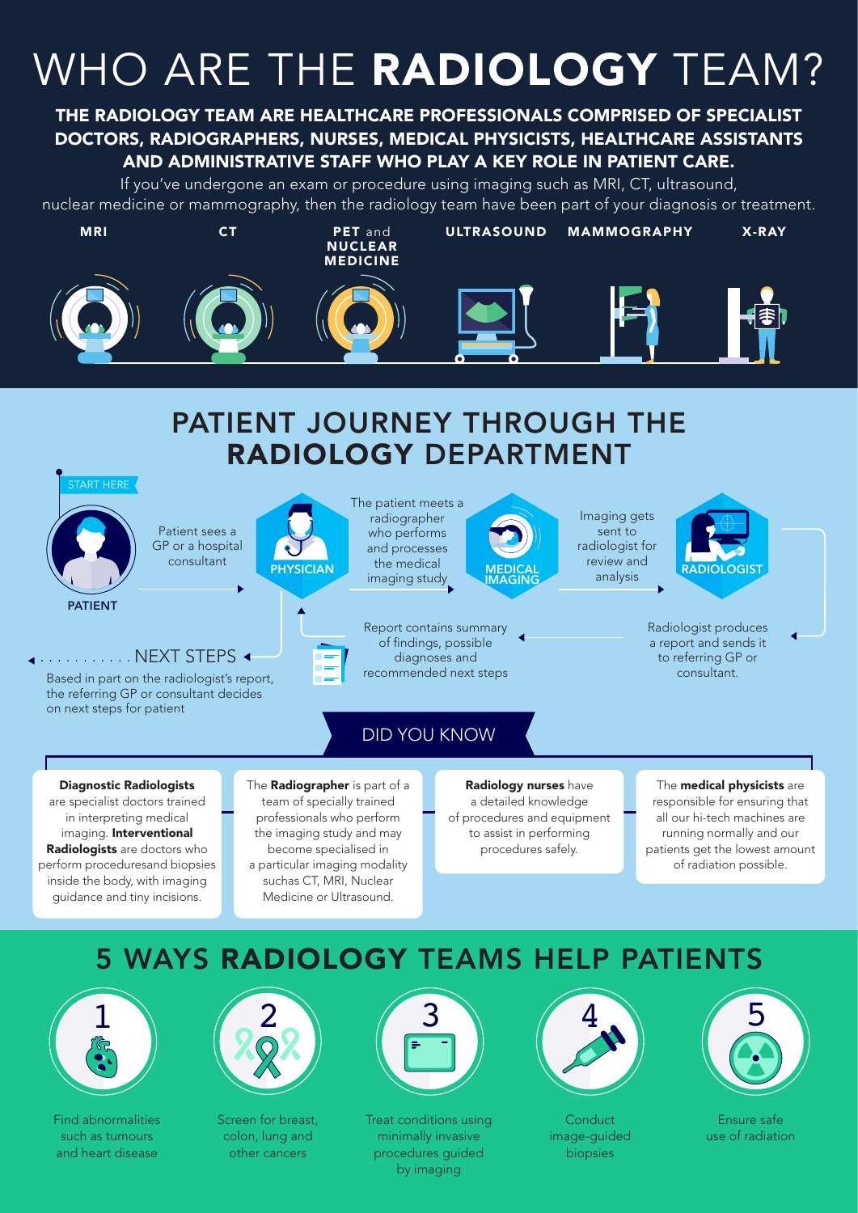# WHO ARE THE **RADIOLOGY** TEAM?

**THE RADIOLOGY TEAM ARE HEALTHCARE PROFESSIONALS COMPRISED OF SPECIALIST DOCTORS, RADIOGRAPHERS, NURSES, MEDICAL PHYSICISTS, HEALTHCARE ASSISTANTS AND ADMINISTRATIVE STAFF WHO PLAY A KEY ROLE IN PATIENT CARE.**

If you've undergone an exam or procedure using imaging such as MRI, CT, ultrasound, nuclear medicine or mammography, then the radiology team have been part of your diagnosis or treatment.

MRI | CT | PET and NUCLEAR MEDICINE | ULTRASOUND | MAMMOGRAPHY | X-RAY

## PATIENT JOURNEY THROUGH THE **RADIOLOGY** DEPARTMENT

START HERE

PATIENT

Patient sees a GP or a hospital consultant

PHYSICIAN

The patient meets a radiographer who performs and processes the medical imaging study

MEDICAL IMAGING

Imaging gets sent to radiologist for review and analysis

RADIOLOGIST

Radiologist produces a report and sends it to referring GP or consultant.

Report contains summary of findings, possible diagnoses and recommended next steps

NEXT STEPS

Based in part on the radiologist's report, the referring GP or consultant decides on next steps for patient

### DID YOU KNOW

**Diagnostic Radiologists** are specialist doctors trained in interpreting medical imaging. **Interventional Radiologists** are doctors who perform proceduresand biopsies inside the body, with imaging guidance and tiny incisions.

The **Radiographer** is part of a team of specially trained professionals who perform the imaging study and may become specialised in a particular imaging modality suchas CT, MRI, Nuclear Medicine or Ultrasound.

**Radiology nurses** have a detailed knowledge of procedures and equipment to assist in performing procedures safely.

The **medical physicists** are responsible for ensuring that all our hi-tech machines are running normally and our patients get the lowest amount of radiation possible.

## 5 WAYS **RADIOLOGY** TEAMS HELP PATIENTS

1. Find abnormalities such as tumours and heart disease
2. Screen for breast, colon, lung and other cancers
3. Treat conditions using minimally invasive procedures guided by imaging
4. Conduct image-guided biopsies
5. Ensure safe use of radiation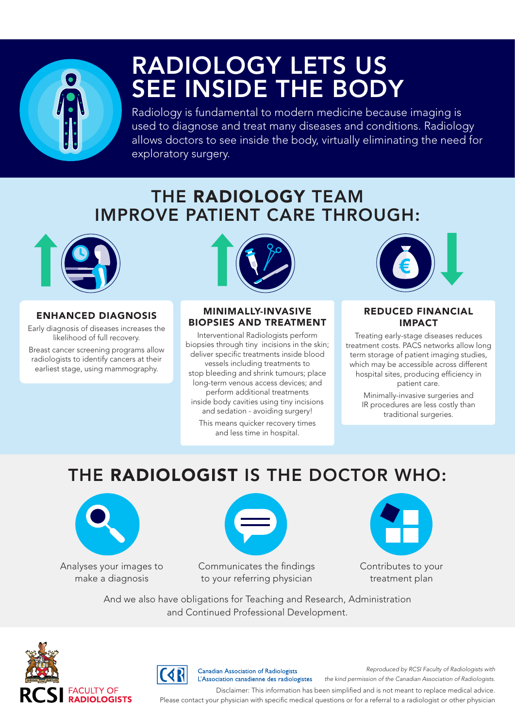# RADIOLOGY LETS US SEE INSIDE THE BODY

Radiology is fundamental to modern medicine because imaging is used to diagnose and treat many diseases and conditions. Radiology allows doctors to see inside the body, virtually eliminating the need for exploratory surgery.

## THE RADIOLOGY TEAM IMPROVE PATIENT CARE THROUGH:

### ENHANCED DIAGNOSIS

Early diagnosis of diseases increases the likelihood of full recovery.

Breast cancer screening programs allow radiologists to identify cancers at their earliest stage, using mammography.

### MINIMALLY-INVASIVE BIOPSIES AND TREATMENT

Interventional Radiologists perform biopsies through tiny incisions in the skin; deliver specific treatments inside blood vessels including treatments to stop bleeding and shrink tumours; place long-term venous access devices; and perform additional treatments inside body cavities using tiny incisions and sedation - avoiding surgery!

This means quicker recovery times and less time in hospital.

### REDUCED FINANCIAL IMPACT

Treating early-stage diseases reduces treatment costs. PACS networks allow long term storage of patient imaging studies, which may be accessible across different hospital sites, producing efficiency in patient care.

Minimally-invasive surgeries and IR procedures are less costly than traditional surgeries.

## THE RADIOLOGIST IS THE DOCTOR WHO:

- Analyses your images to make a diagnosis
- Communicates the findings to your referring physician
- Contributes to your treatment plan

And we also have obligations for Teaching and Research, Administration and Continued Professional Development.

RCSI FACULTY OF RADIOLOGISTS

Canadian Association of Radiologists
L'Association canadienne des radiologistes

*Reproduced by RCSI Faculty of Radiologists with the kind permission of the Canadian Association of Radiologists.*

Disclaimer: This information has been simplified and is not meant to replace medical advice. Please contact your physician with specific medical questions or for a referral to a radiologist or other physician